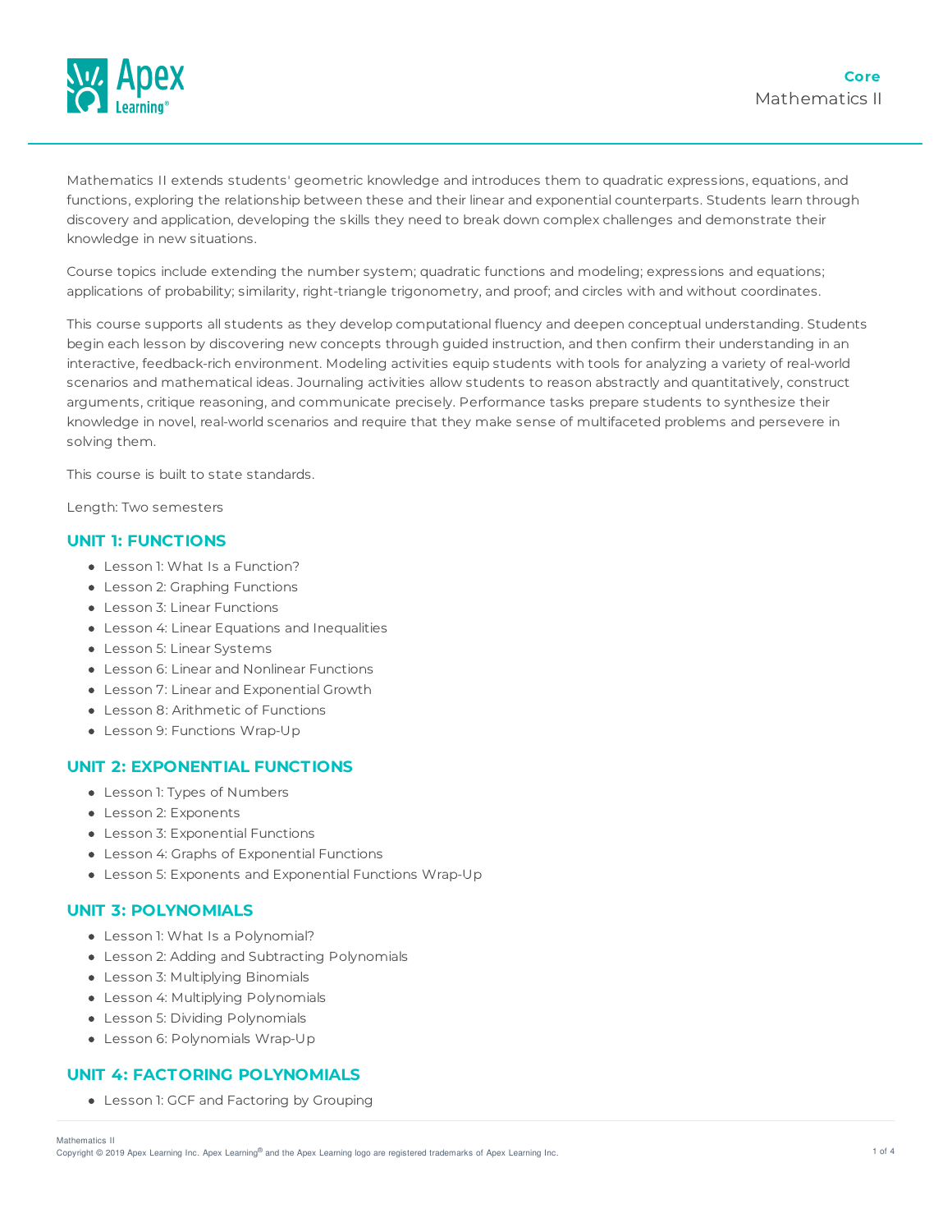# Core Mathematics II

Mathematics II extends students' geometric knowledge and introduces them to quadratic expressions, equations, and functions, exploring the relationship between these and their linear and exponential counterparts. Students learn through discovery and application, developing the skills they need to break down complex challenges and demonstrate their knowledge in new situations.

Course topics include extending the number system; quadratic functions and modeling; expressions and equations; applications of probability; similarity, right-triangle trigonometry, and proof; and circles with and without coordinates.

This course supports all students as they develop computational fluency and deepen conceptual understanding. Students begin each lesson by discovering new concepts through guided instruction, and then confirm their understanding in an interactive, feedback-rich environment. Modeling activities equip students with tools for analyzing a variety of real-world scenarios and mathematical ideas. Journaling activities allow students to reason abstractly and quantitatively, construct arguments, critique reasoning, and communicate precisely. Performance tasks prepare students to synthesize their knowledge in novel, real-world scenarios and require that they make sense of multifaceted problems and persevere in solving them.

This course is built to state standards.

Length: Two semesters

## UNIT 1: FUNCTIONS

- Lesson 1: What Is a Function?
- Lesson 2: Graphing Functions
- Lesson 3: Linear Functions
- Lesson 4: Linear Equations and Inequalities
- Lesson 5: Linear Systems
- Lesson 6: Linear and Nonlinear Functions
- Lesson 7: Linear and Exponential Growth
- Lesson 8: Arithmetic of Functions
- Lesson 9: Functions Wrap-Up

## UNIT 2: EXPONENTIAL FUNCTIONS

- Lesson 1: Types of Numbers
- Lesson 2: Exponents
- Lesson 3: Exponential Functions
- Lesson 4: Graphs of Exponential Functions
- Lesson 5: Exponents and Exponential Functions Wrap-Up

## UNIT 3: POLYNOMIALS

- Lesson 1: What Is a Polynomial?
- Lesson 2: Adding and Subtracting Polynomials
- Lesson 3: Multiplying Binomials
- Lesson 4: Multiplying Polynomials
- Lesson 5: Dividing Polynomials
- Lesson 6: Polynomials Wrap-Up

## UNIT 4: FACTORING POLYNOMIALS

- Lesson 1: GCF and Factoring by Grouping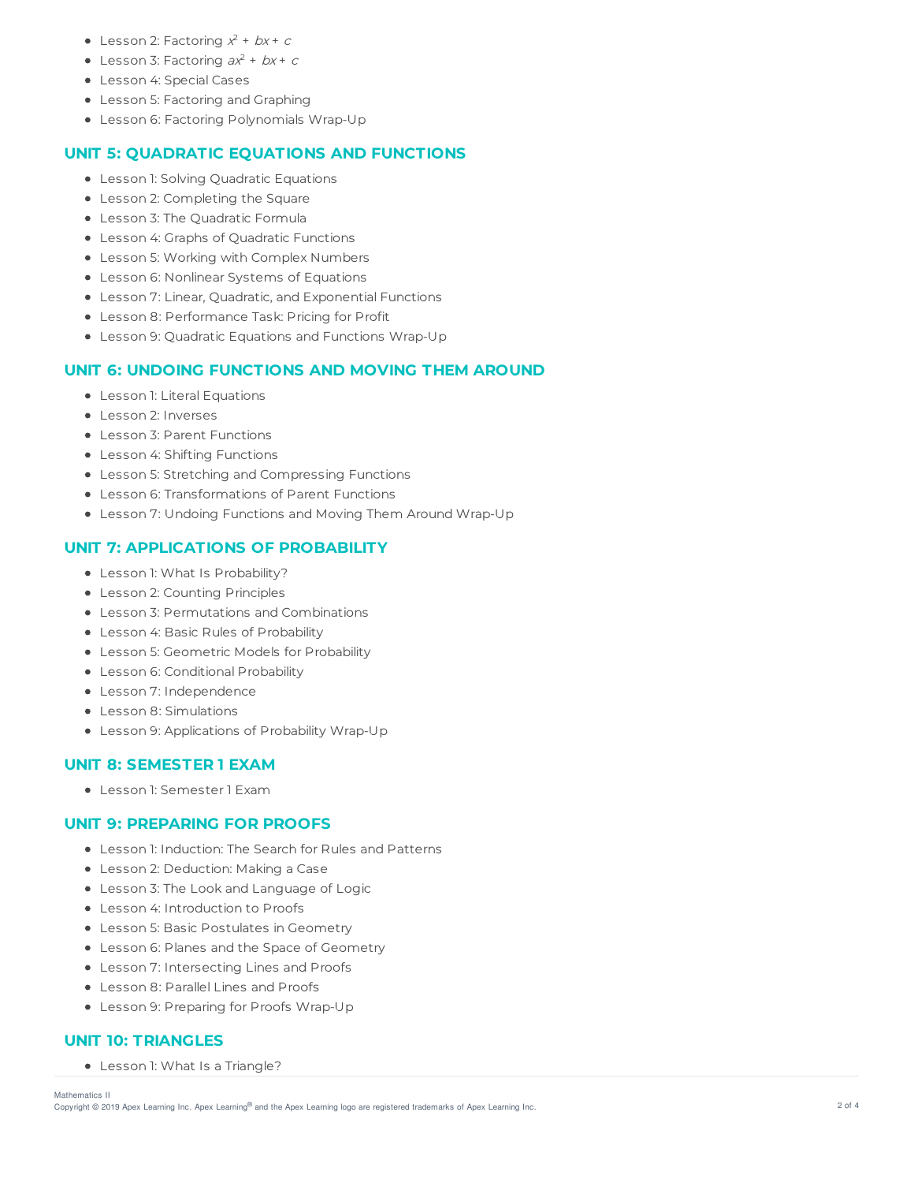- Lesson 2: Factoring $x^2 + bx + c$
- Lesson 3: Factoring $ax^2 + bx + c$
- Lesson 4: Special Cases
- Lesson 5: Factoring and Graphing
- Lesson 6: Factoring Polynomials Wrap-Up

## UNIT 5: QUADRATIC EQUATIONS AND FUNCTIONS

- Lesson 1: Solving Quadratic Equations
- Lesson 2: Completing the Square
- Lesson 3: The Quadratic Formula
- Lesson 4: Graphs of Quadratic Functions
- Lesson 5: Working with Complex Numbers
- Lesson 6: Nonlinear Systems of Equations
- Lesson 7: Linear, Quadratic, and Exponential Functions
- Lesson 8: Performance Task: Pricing for Profit
- Lesson 9: Quadratic Equations and Functions Wrap-Up

## UNIT 6: UNDOING FUNCTIONS AND MOVING THEM AROUND

- Lesson 1: Literal Equations
- Lesson 2: Inverses
- Lesson 3: Parent Functions
- Lesson 4: Shifting Functions
- Lesson 5: Stretching and Compressing Functions
- Lesson 6: Transformations of Parent Functions
- Lesson 7: Undoing Functions and Moving Them Around Wrap-Up

## UNIT 7: APPLICATIONS OF PROBABILITY

- Lesson 1: What Is Probability?
- Lesson 2: Counting Principles
- Lesson 3: Permutations and Combinations
- Lesson 4: Basic Rules of Probability
- Lesson 5: Geometric Models for Probability
- Lesson 6: Conditional Probability
- Lesson 7: Independence
- Lesson 8: Simulations
- Lesson 9: Applications of Probability Wrap-Up

## UNIT 8: SEMESTER 1 EXAM

- Lesson 1: Semester 1 Exam

## UNIT 9: PREPARING FOR PROOFS

- Lesson 1: Induction: The Search for Rules and Patterns
- Lesson 2: Deduction: Making a Case
- Lesson 3: The Look and Language of Logic
- Lesson 4: Introduction to Proofs
- Lesson 5: Basic Postulates in Geometry
- Lesson 6: Planes and the Space of Geometry
- Lesson 7: Intersecting Lines and Proofs
- Lesson 8: Parallel Lines and Proofs
- Lesson 9: Preparing for Proofs Wrap-Up

## UNIT 10: TRIANGLES

- Lesson 1: What Is a Triangle?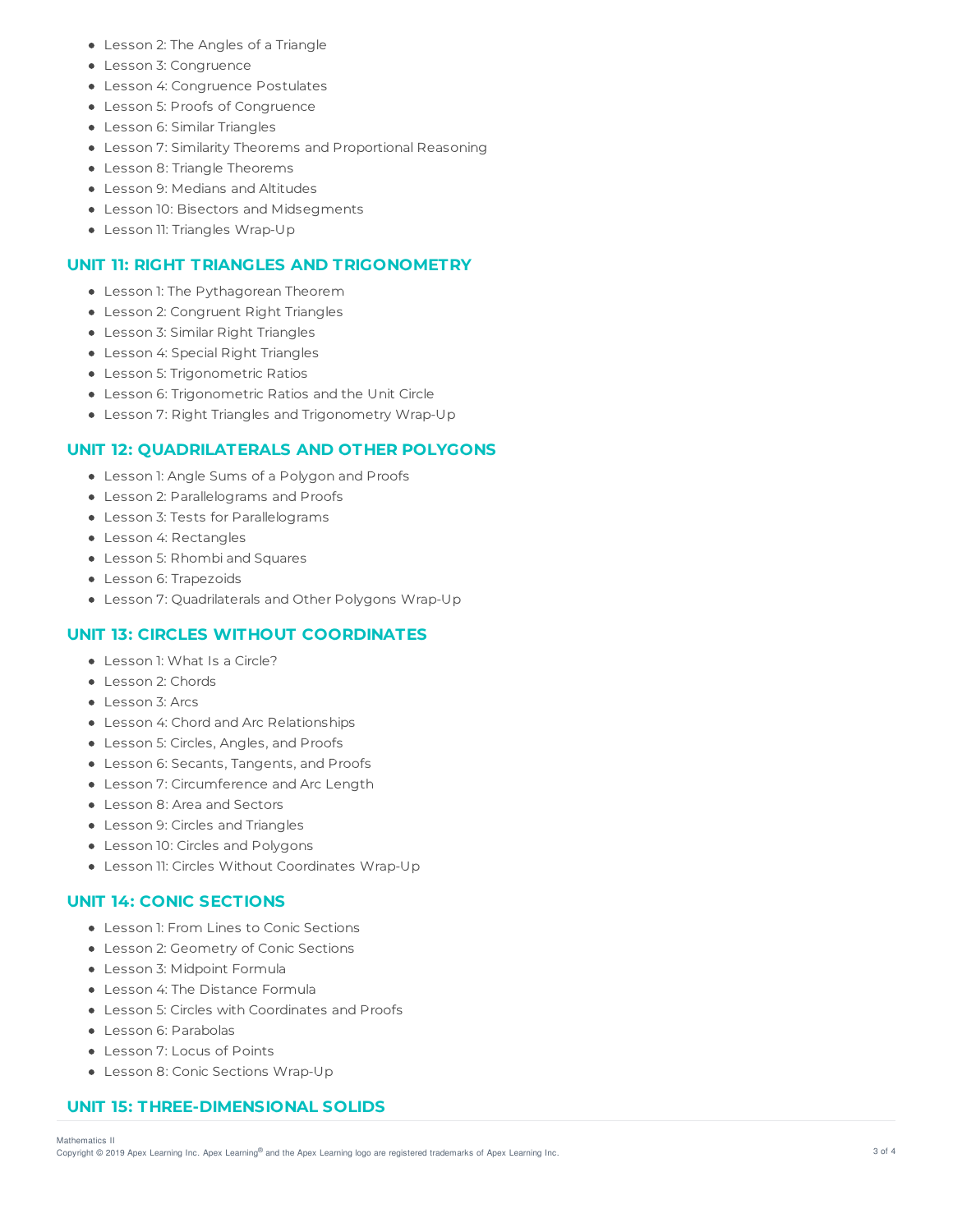- Lesson 2: The Angles of a Triangle
- Lesson 3: Congruence
- Lesson 4: Congruence Postulates
- Lesson 5: Proofs of Congruence
- Lesson 6: Similar Triangles
- Lesson 7: Similarity Theorems and Proportional Reasoning
- Lesson 8: Triangle Theorems
- Lesson 9: Medians and Altitudes
- Lesson 10: Bisectors and Midsegments
- Lesson 11: Triangles Wrap-Up

## UNIT 11: RIGHT TRIANGLES AND TRIGONOMETRY

- Lesson 1: The Pythagorean Theorem
- Lesson 2: Congruent Right Triangles
- Lesson 3: Similar Right Triangles
- Lesson 4: Special Right Triangles
- Lesson 5: Trigonometric Ratios
- Lesson 6: Trigonometric Ratios and the Unit Circle
- Lesson 7: Right Triangles and Trigonometry Wrap-Up

## UNIT 12: QUADRILATERALS AND OTHER POLYGONS

- Lesson 1: Angle Sums of a Polygon and Proofs
- Lesson 2: Parallelograms and Proofs
- Lesson 3: Tests for Parallelograms
- Lesson 4: Rectangles
- Lesson 5: Rhombi and Squares
- Lesson 6: Trapezoids
- Lesson 7: Quadrilaterals and Other Polygons Wrap-Up

## UNIT 13: CIRCLES WITHOUT COORDINATES

- Lesson 1: What Is a Circle?
- Lesson 2: Chords
- Lesson 3: Arcs
- Lesson 4: Chord and Arc Relationships
- Lesson 5: Circles, Angles, and Proofs
- Lesson 6: Secants, Tangents, and Proofs
- Lesson 7: Circumference and Arc Length
- Lesson 8: Area and Sectors
- Lesson 9: Circles and Triangles
- Lesson 10: Circles and Polygons
- Lesson 11: Circles Without Coordinates Wrap-Up

## UNIT 14: CONIC SECTIONS

- Lesson 1: From Lines to Conic Sections
- Lesson 2: Geometry of Conic Sections
- Lesson 3: Midpoint Formula
- Lesson 4: The Distance Formula
- Lesson 5: Circles with Coordinates and Proofs
- Lesson 6: Parabolas
- Lesson 7: Locus of Points
- Lesson 8: Conic Sections Wrap-Up

## UNIT 15: THREE-DIMENSIONAL SOLIDS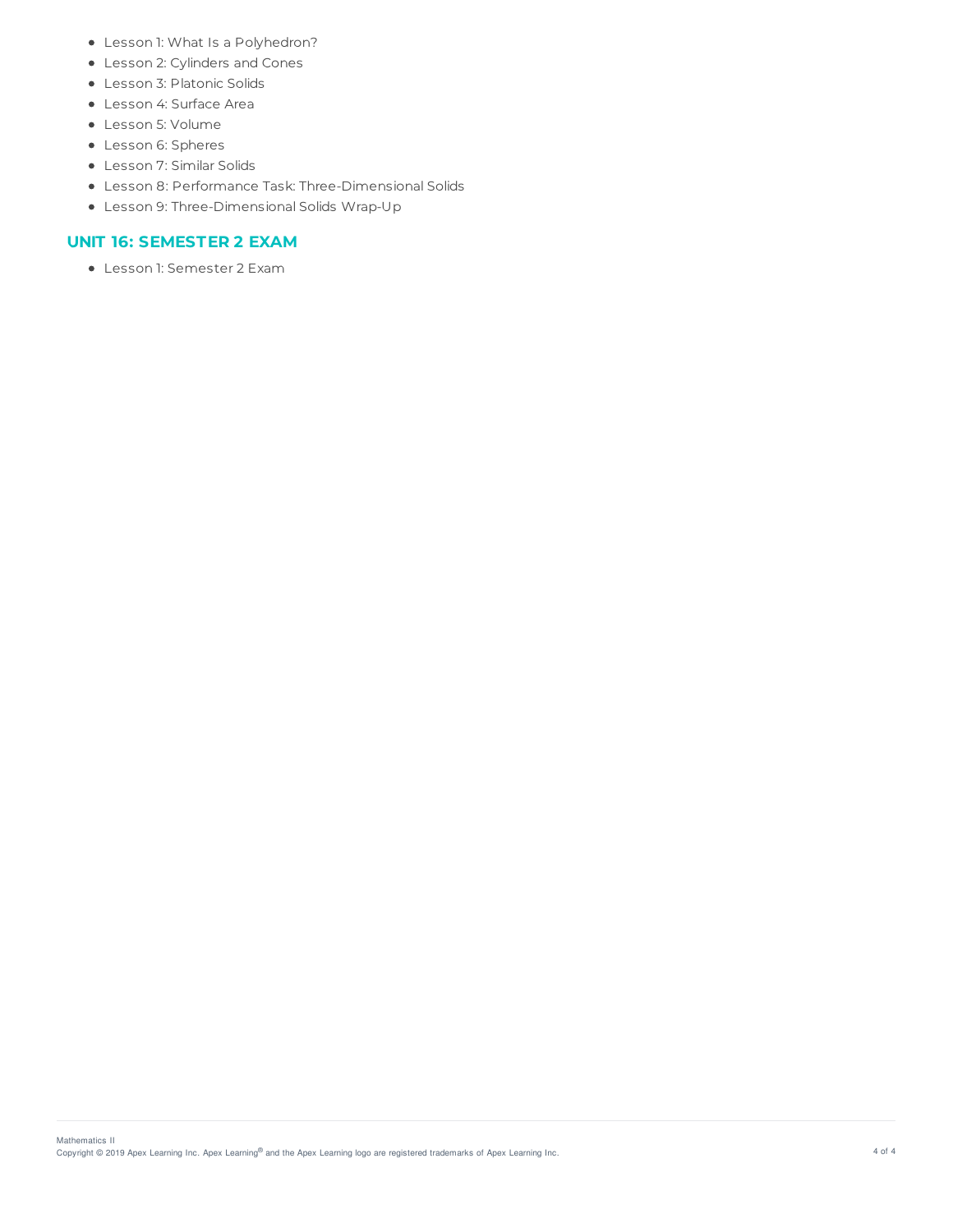- Lesson 1: What Is a Polyhedron?
- Lesson 2: Cylinders and Cones
- Lesson 3: Platonic Solids
- Lesson 4: Surface Area
- Lesson 5: Volume
- Lesson 6: Spheres
- Lesson 7: Similar Solids
- Lesson 8: Performance Task: Three-Dimensional Solids
- Lesson 9: Three-Dimensional Solids Wrap-Up

## UNIT 16: SEMESTER 2 EXAM

- Lesson 1: Semester 2 Exam